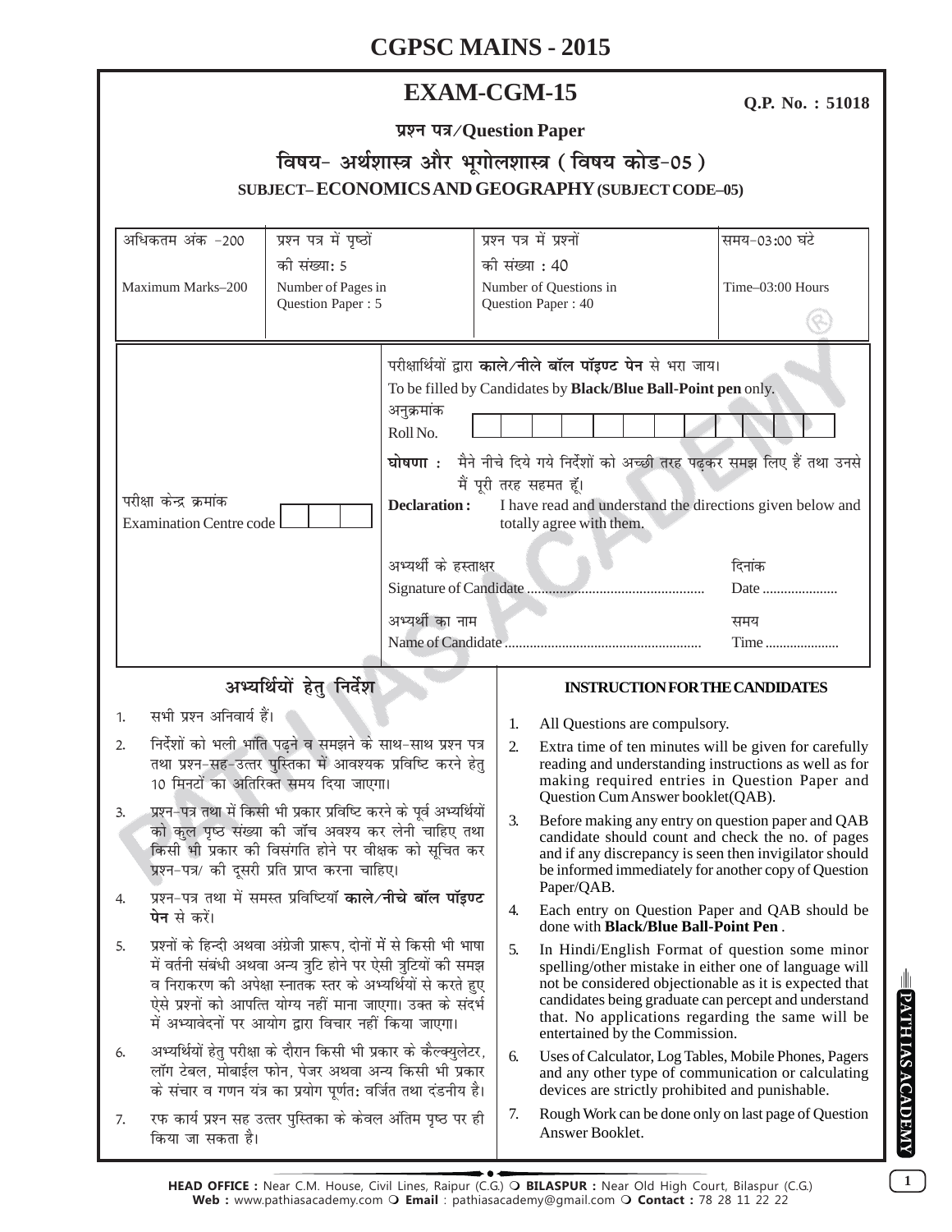# CGPSC MAINS - 2015

## EXAM-CGM-15

**Q.P. No. : 51018**

**प्रश्न पत्र/Question Paper**

**विषय- अर्थशास्त्र और भूगोलशास्त्र ( विषय कोड-05 )**

**SUBJECT– ECONOMICS AND GEOGRAPHY (SUBJECT CODE–05)**

| अधिकतम अंक -200 | प्रश्न पत्र में पृष्ठों की संख्या: 5 | प्रश्न पत्र में प्रश्नों की संख्या : 40 | समय-03:00 घंटे |
|---|---|---|---|
| Maximum Marks–200 | Number of Pages in Question Paper : 5 | Number of Questions in Question Paper : 40 | Time–03:00 Hours |

परीक्षार्थियों द्वारा **काले/नीले बॉल पॉइण्ट पेन** से भरा जाय।
To be filled by Candidates by **Black/Blue Ball-Point pen** only.

परीक्षा केन्द्र क्रमांक
Examination Centre code

अनुक्रमांक
Roll No.

**घोषणा :** मैने नीचे दिये गये निर्देशों को अच्छी तरह पढ़कर समझ लिए हैं तथा उनसे मैं पूरी तरह सहमत हूँ।

**Declaration :** I have read and understand the directions given below and totally agree with them.

अभ्यर्थी के हस्ताक्षर
Signature of Candidate ................................................ दिनांक Date .....................

अभ्यर्थी का नाम
Name of Candidate ...................................................... समय Time .....................

### अभ्यर्थियों हेतु निर्देश

1. सभी प्रश्न अनिवार्य हैं।
2. निर्देशों को भली भांति पढ़ने व समझने के साथ-साथ प्रश्न पत्र तथा प्रश्न-सह-उत्तर पुस्तिका में आवश्यक प्रविष्टि करने हेतु 10 मिनटों का अतिरिक्त समय दिया जाएगा।
3. प्रश्न-पत्र तथा में किसी भी प्रकार प्रविष्टि करने के पूर्व अभ्यर्थियों को कुल पृष्ठ संख्या की जाँच अवश्य कर लेनी चाहिए तथा किसी भी प्रकार की विसंगति होने पर वीक्षक को सूचित कर प्रश्न-पत्र/ की दूसरी प्रति प्राप्त करना चाहिए।
4. प्रश्न-पत्र तथा में समस्त प्रविष्टियाँ **काले/नीचे बॉल पॉइण्ट पेन** से करें।
5. प्रश्नों के हिन्दी अथवा अंग्रेजी प्रारूप, दोनों में से किसी भी भाषा में वर्तनी संबंधी अथवा अन्य त्रुटि होने पर ऐसी त्रुटियों की समझ व निराकरण की अपेक्षा स्नातक स्तर के अभ्यर्थियों से करते हुए ऐसे प्रश्नों को आपत्ति योग्य नहीं माना जाएगा। उक्त के संदर्भ में अभ्यावेदनों पर आयोग द्वारा विचार नहीं किया जाएगा।
6. अभ्यर्थियों हेतु परीक्षा के दौरान किसी भी प्रकार के कैल्क्युलेटर, लॉग टेबल, मोबाईल फोन, पेजर अथवा अन्य किसी भी प्रकार के संचार व गणन यंत्र का प्रयोग पूर्णतः वर्जित तथा दंडनीय है।
7. रफ कार्य प्रश्न सह उत्तर पुस्तिका के केवल अंतिम पृष्ठ पर ही किया जा सकता है।

### INSTRUCTION FOR THE CANDIDATES

1. All Questions are compulsory.
2. Extra time of ten minutes will be given for carefully reading and understanding instructions as well as for making required entries in Question Paper and Question Cum Answer booklet(QAB).
3. Before making any entry on question paper and QAB candidate should count and check the no. of pages and if any discrepancy is seen then invigilator should be informed immediately for another copy of Question Paper/QAB.
4. Each entry on Question Paper and QAB should be done with **Black/Blue Ball-Point Pen** .
5. In Hindi/English Format of question some minor spelling/other mistake in either one of language will not be considered objectionable as it is expected that candidates being graduate can percept and understand that. No applications regarding the same will be entertained by the Commission.
6. Uses of Calculator, Log Tables, Mobile Phones, Pagers and any other type of communication or calculating devices are strictly prohibited and punishable.
7. Rough Work can be done only on last page of Question Answer Booklet.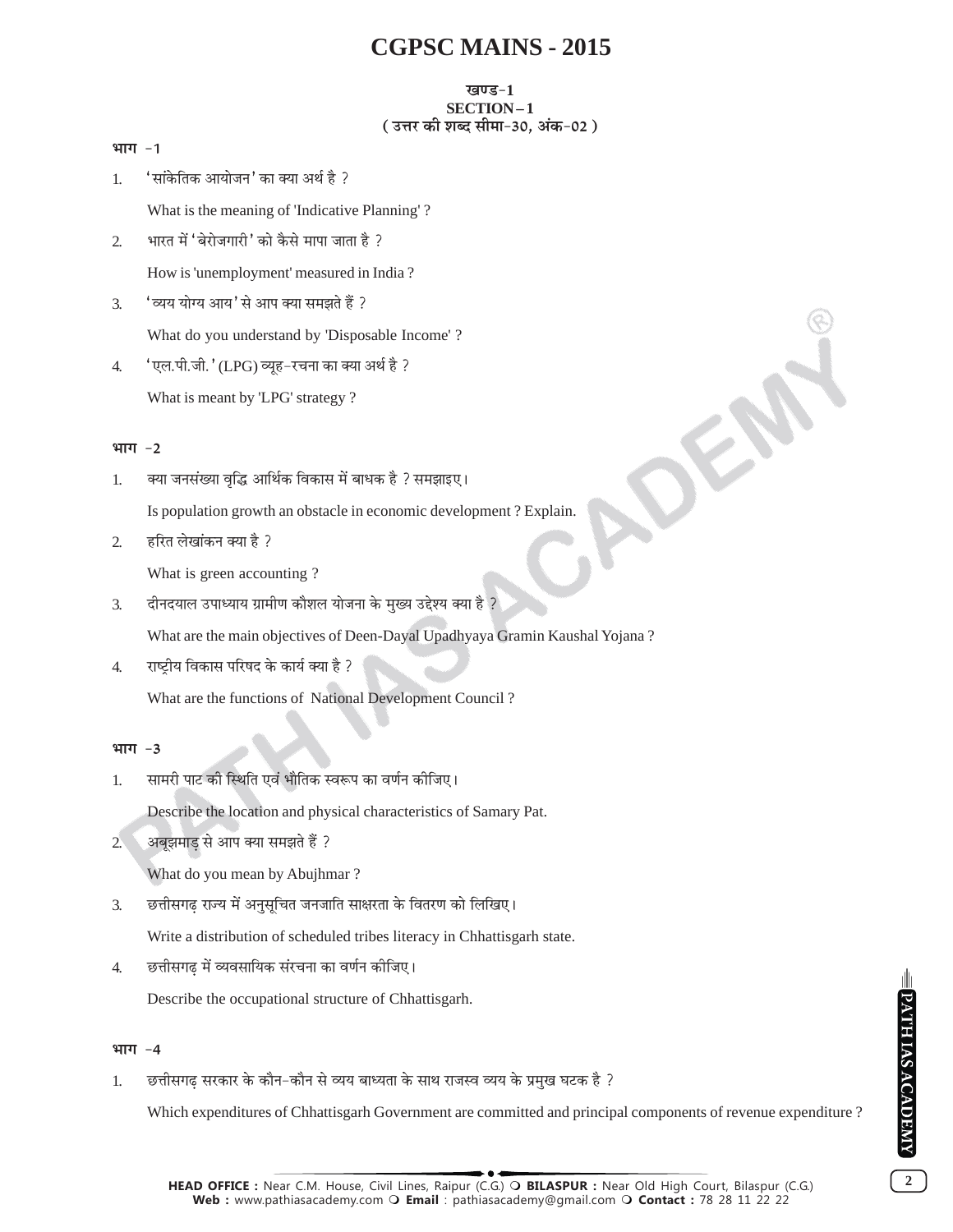# CGPSC MAINS - 2015

### खण्ड-1
### SECTION – 1
### ( उत्तर की शब्द सीमा-30, अंक-02 )

**भाग -1**

1. 'सांकेतिक आयोजन' का क्या अर्थ है ?

   What is the meaning of 'Indicative Planning' ?

2. भारत में 'बेरोजगारी' को कैसे मापा जाता है ?

   How is 'unemployment' measured in India ?

3. 'व्यय योग्य आय' से आप क्या समझते हैं ?

   What do you understand by 'Disposable Income' ?

4. 'एल.पी.जी.' (LPG) व्यूह-रचना का क्या अर्थ है ?

   What is meant by 'LPG' strategy ?

**भाग -2**

1. क्या जनसंख्या वृद्धि आर्थिक विकास में बाधक है ? समझाइए।

   Is population growth an obstacle in economic development ? Explain.

2. हरित लेखांकन क्या है ?

   What is green accounting ?

3. दीनदयाल उपाध्याय ग्रामीण कौशल योजना के मुख्य उद्देश्य क्या है ?

   What are the main objectives of Deen-Dayal Upadhyaya Gramin Kaushal Yojana ?

4. राष्ट्रीय विकास परिषद के कार्य क्या है ?

   What are the functions of National Development Council ?

**भाग -3**

1. सामरी पाट की स्थिति एवं भौतिक स्वरूप का वर्णन कीजिए।

   Describe the location and physical characteristics of Samary Pat.

2. अबूझमाड़ से आप क्या समझते हैं ?

   What do you mean by Abujhmar ?

3. छत्तीसगढ़ राज्य में अनुसूचित जनजाति साक्षरता के वितरण को लिखिए।

   Write a distribution of scheduled tribes literacy in Chhattisgarh state.

4. छत्तीसगढ़ में व्यवसायिक संरचना का वर्णन कीजिए।

   Describe the occupational structure of Chhattisgarh.

**भाग -4**

1. छत्तीसगढ़ सरकार के कौन-कौन से व्यय बाध्यता के साथ राजस्व व्यय के प्रमुख घटक है ?

   Which expenditures of Chhattisgarh Government are committed and principal components of revenue expenditure ?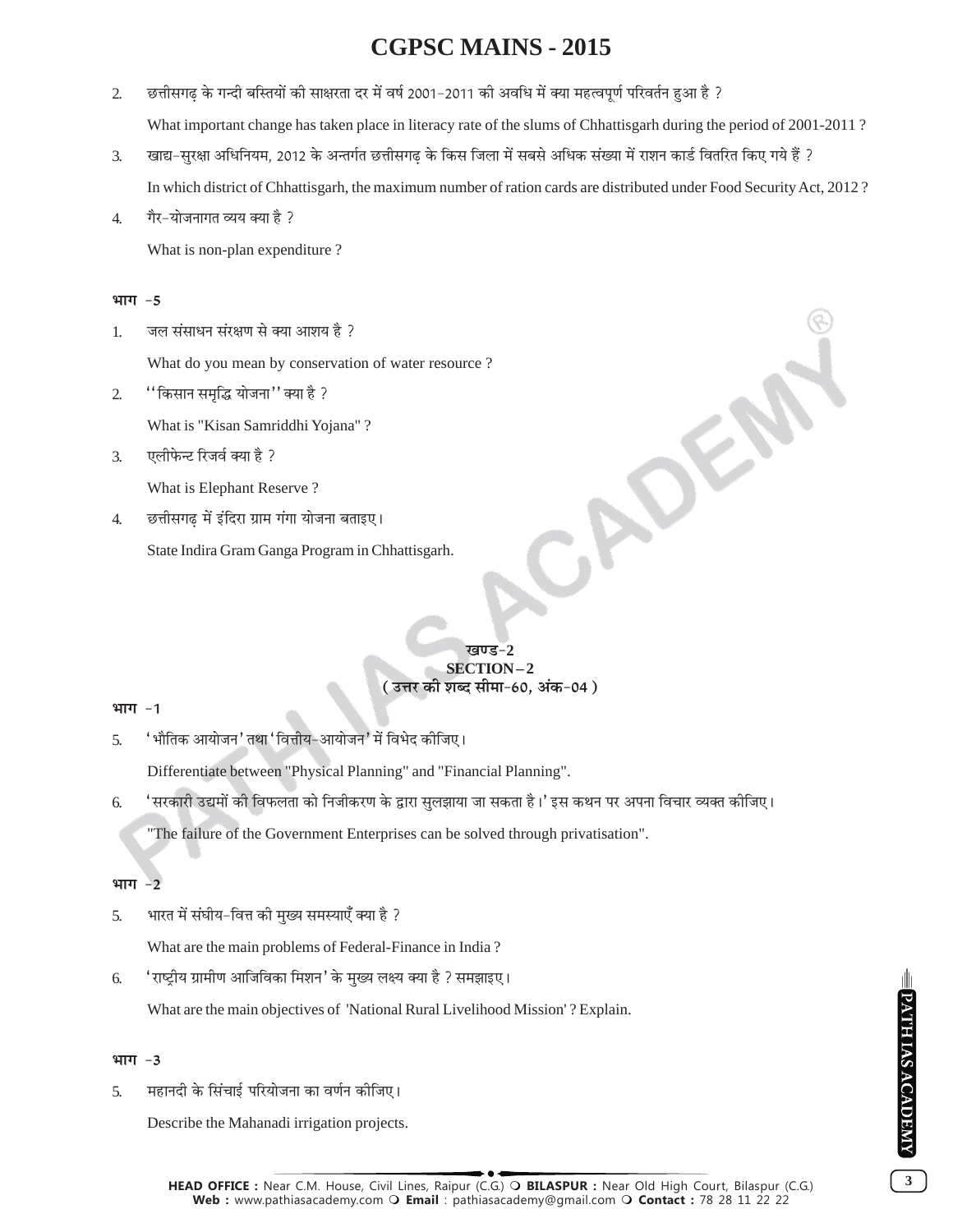2. छत्तीसगढ़ के गन्दी बस्तियों की साक्षरता दर में वर्ष 2001-2011 की अवधि में क्या महत्वपूर्ण परिवर्तन हुआ है ?

   What important change has taken place in literacy rate of the slums of Chhattisgarh during the period of 2001-2011 ?

3. खाद्य-सुरक्षा अधिनियम, 2012 के अन्तर्गत छत्तीसगढ़ के किस जिला में सबसे अधिक संख्या में राशन कार्ड वितरित किए गये हैं ?

   In which district of Chhattisgarh, the maximum number of ration cards are distributed under Food Security Act, 2012 ?

4. गैर-योजनागत व्यय क्या है ?

   What is non-plan expenditure ?

**भाग -5**

1. जल संसाधन संरक्षण से क्या आशय है ?

   What do you mean by conservation of water resource ?

2. ''किसान समृद्धि योजना'' क्या है ?

   What is "Kisan Samriddhi Yojana" ?

3. एलीफेन्ट रिजर्व क्या है ?

   What is Elephant Reserve ?

4. छत्तीसगढ़ में इंदिरा ग्राम गंगा योजना बताइए।

   State Indira Gram Ganga Program in Chhattisgarh.

## खण्ड-2
## SECTION – 2
**( उत्तर की शब्द सीमा-60, अंक-04 )**

**भाग -1**

5. 'भौतिक आयोजन' तथा 'वित्तीय-आयोजन' में विभेद कीजिए।

   Differentiate between "Physical Planning" and "Financial Planning".

6. 'सरकारी उद्यमों की विफलता को निजीकरण के द्वारा सुलझाया जा सकता है।' इस कथन पर अपना विचार व्यक्त कीजिए।

   "The failure of the Government Enterprises can be solved through privatisation".

**भाग -2**

5. भारत में संघीय-वित्त की मुख्य समस्याएँ क्या है ?

   What are the main problems of Federal-Finance in India ?

6. 'राष्ट्रीय ग्रामीण आजिविका मिशन' के मुख्य लक्ष्य क्या है ? समझाइए।

   What are the main objectives of 'National Rural Livelihood Mission' ? Explain.

**भाग -3**

5. महानदी के सिंचाई परियोजना का वर्णन कीजिए।

   Describe the Mahanadi irrigation projects.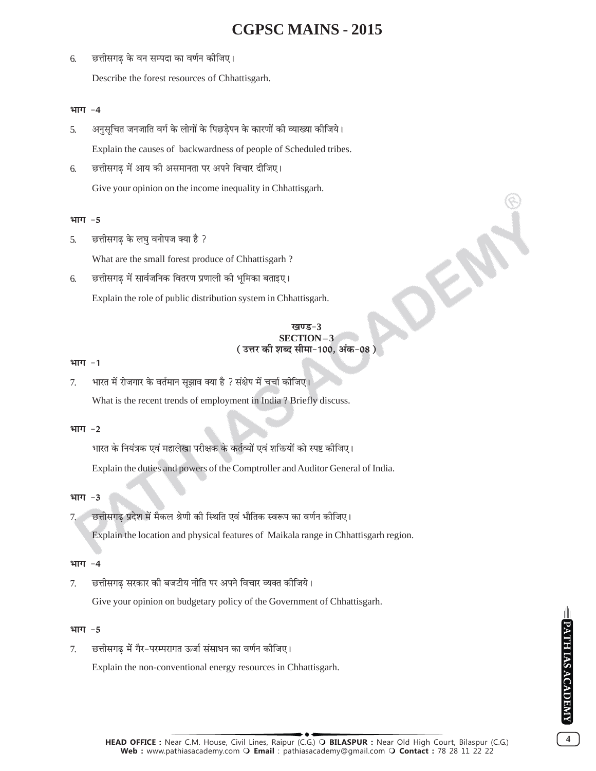6. छत्तीसगढ़ के वन सम्पदा का वर्णन कीजिए।

   Describe the forest resources of Chhattisgarh.

**भाग -4**

5. अनुसूचित जनजाति वर्ग के लोगों के पिछड़ेपन के कारणों की व्याख्या कीजिये।

   Explain the causes of backwardness of people of Scheduled tribes.

6. छत्तीसगढ़ में आय की असमानता पर अपने विचार दीजिए।

   Give your opinion on the income inequality in Chhattisgarh.

**भाग -5**

5. छत्तीसगढ़ के लघु वनोपज क्या है ?

   What are the small forest produce of Chhattisgarh ?

6. छत्तीसगढ़ में सार्वजनिक वितरण प्रणाली की भूमिका बताइए।

   Explain the role of public distribution system in Chhattisgarh.

## खण्ड-3
## SECTION – 3
### ( उत्तर की शब्द सीमा-100, अंक-08 )

**भाग -1**

7. भारत में रोजगार के वर्तमान सूझाव क्या है ? संक्षेप में चर्चा कीजिए।

   What is the recent trends of employment in India ? Briefly discuss.

**भाग -2**

भारत के नियंत्रक एवं महालेखा परीक्षक के कर्तव्यों एवं शक्तियों को स्पष्ट कीजिए।

Explain the duties and powers of the Comptroller and Auditor General of India.

**भाग -3**

7. छत्तीसगढ़ प्रदेश में मैकल श्रेणी की स्थिति एवं भौतिक स्वरूप का वर्णन कीजिए।

   Explain the location and physical features of Maikala range in Chhattisgarh region.

**भाग -4**

7. छत्तीसगढ़ सरकार की बजटीय नीति पर अपने विचार व्यक्त कीजिये।

   Give your opinion on budgetary policy of the Government of Chhattisgarh.

**भाग -5**

7. छत्तीसगढ़ में गैर-परम्परागत ऊर्जा संसाधन का वर्णन कीजिए।

   Explain the non-conventional energy resources in Chhattisgarh.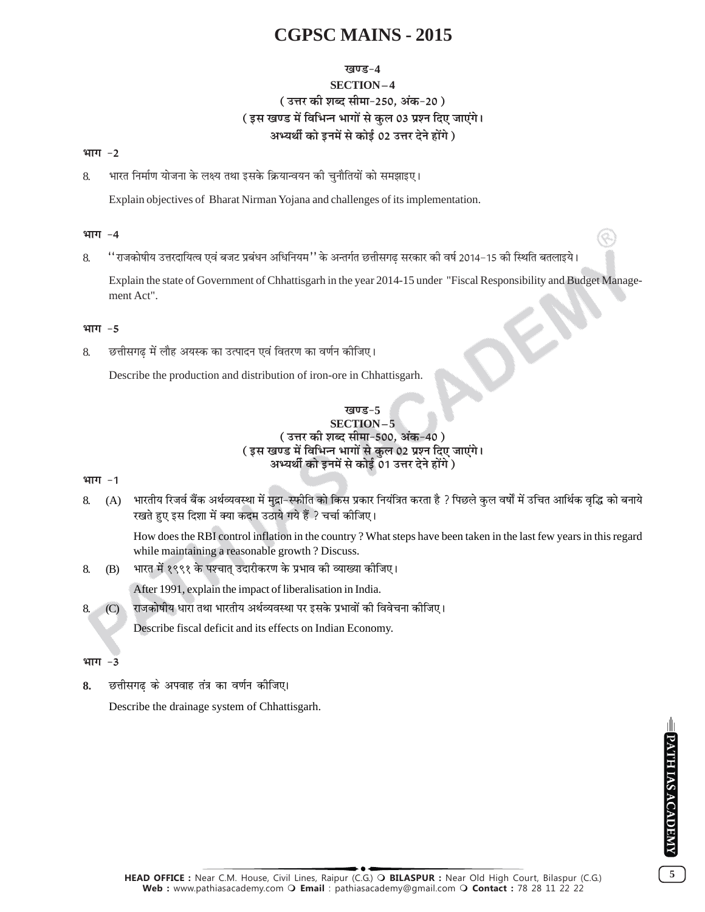# CGPSC MAINS - 2015

## खण्ड-4
## SECTION – 4
**( उत्तर की शब्द सीमा-250, अंक-20 )**
**( इस खण्ड में विभिन्न भागों से कुल 03 प्रश्न दिए जाएंगे।**
**अभ्यर्थी को इनमें से कोई 02 उत्तर देने होंगे )**

**भाग -2**

8. भारत निर्माण योजना के लक्ष्य तथा इसके क्रियान्वयन की चुनौतियों को समझाइए।

   Explain objectives of Bharat Nirman Yojana and challenges of its implementation.

**भाग -4**

8. ''राजकोषीय उत्तरदायित्व एवं बजट प्रबंधन अधिनियम'' के अन्तर्गत छत्तीसगढ़ सरकार की वर्ष 2014-15 की स्थिति बतलाइये।

   Explain the state of Government of Chhattisgarh in the year 2014-15 under "Fiscal Responsibility and Budget Management Act".

**भाग -5**

8. छत्तीसगढ़ में लौह अयस्क का उत्पादन एवं वितरण का वर्णन कीजिए।

   Describe the production and distribution of iron-ore in Chhattisgarh.

## खण्ड-5
## SECTION – 5
**( उत्तर की शब्द सीमा-500, अंक-40 )**
**( इस खण्ड में विभिन्न भागों से कुल 02 प्रश्न दिए जाएंगे।**
**अभ्यर्थी को इनमें से कोई 01 उत्तर देने होंगे )**

**भाग -1**

8. (A) भारतीय रिजर्व बैंक अर्थव्यवस्था में मुद्रा-स्फीति को किस प्रकार नियंत्रित करता है ? पिछले कुल वर्षों में उचित आर्थिक वृद्धि को बनाये रखते हुए इस दिशा में क्या कदम उठाये गये हैं ? चर्चा कीजिए।

   How does the RBI control inflation in the country ? What steps have been taken in the last few years in this regard while maintaining a reasonable growth ? Discuss.

8. (B) भारत में १९९१ के पश्चात् उदारीकरण के प्रभाव की व्याख्या कीजिए।

   After 1991, explain the impact of liberalisation in India.

8. (C) राजकोषीय धारा तथा भारतीय अर्थव्यवस्था पर इसके प्रभावों की विवेचना कीजिए।

   Describe fiscal deficit and its effects on Indian Economy.

**भाग -3**

**8.** छत्तीसगढ़ के अपवाह तंत्र का वर्णन कीजिए।

   Describe the drainage system of Chhattisgarh.